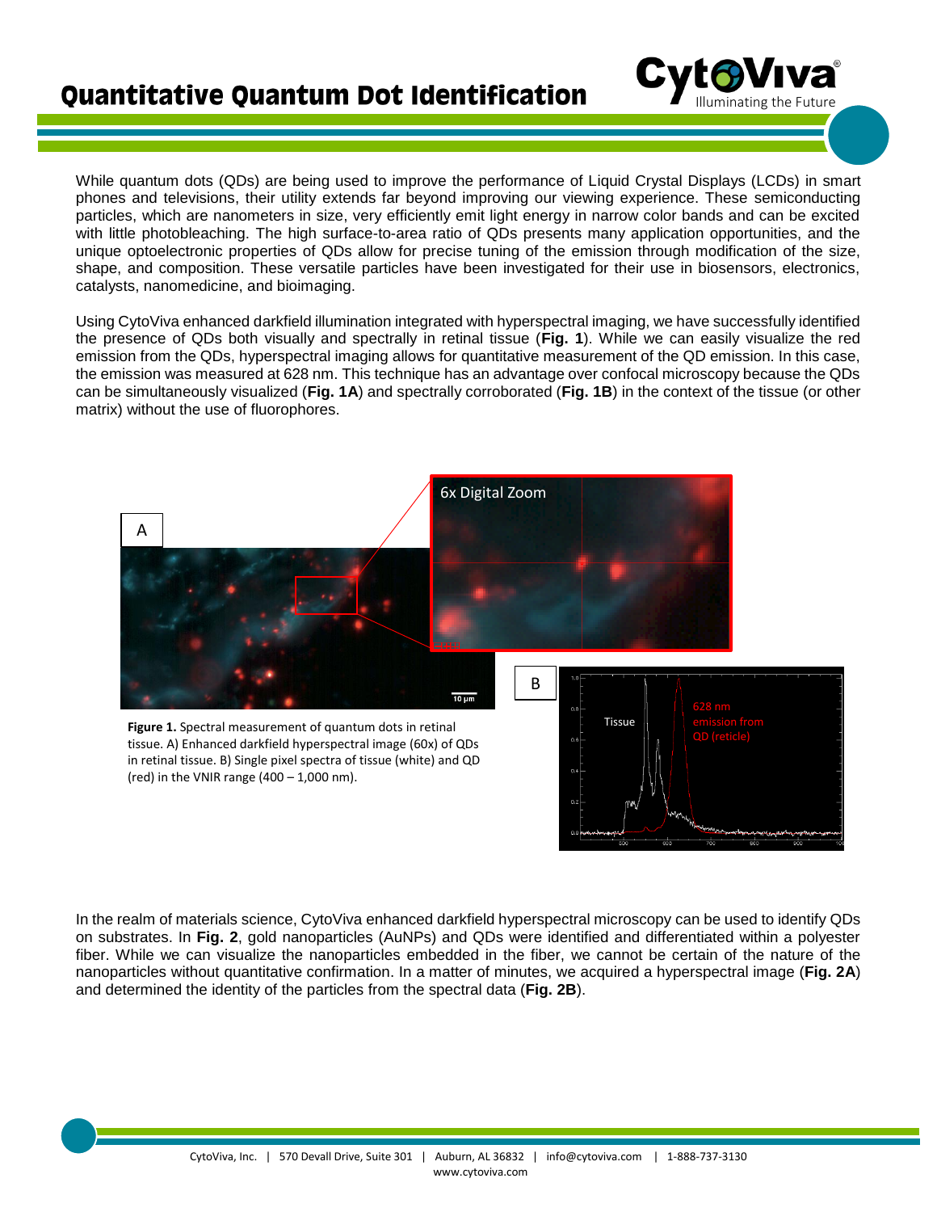# Quantitative Quantum Dot Identification

While quantum dots (QDs) are being used to improve the performance of Liquid Crystal Displays (LCDs) in smart phones and televisions, their utility extends far beyond improving our viewing experience. These semiconducting particles, which are nanometers in size, very efficiently emit light energy in narrow color bands and can be excited with little photobleaching. The high surface-to-area ratio of QDs presents many application opportunities, and the unique optoelectronic properties of QDs allow for precise tuning of the emission through modification of the size, shape, and composition. These versatile particles have been investigated for their use in biosensors, electronics, catalysts, nanomedicine, and bioimaging.

Using CytoViva enhanced darkfield illumination integrated with hyperspectral imaging, we have successfully identified the presence of QDs both visually and spectrally in retinal tissue (**Fig. 1**). While we can easily visualize the red emission from the QDs, hyperspectral imaging allows for quantitative measurement of the QD emission. In this case, the emission was measured at 628 nm. This technique has an advantage over confocal microscopy because the QDs can be simultaneously visualized (**Fig. 1A**) and spectrally corroborated (**Fig. 1B**) in the context of the tissue (or other matrix) without the use of fluorophores.

**Figure 1.** Spectral measurement of quantum dots in retinal tissue. A) Enhanced darkfield hyperspectral image (60x) of QDs in retinal tissue. B) Single pixel spectra of tissue (white) and QD (red) in the VNIR range (400 – 1,000 nm).

In the realm of materials science, CytoViva enhanced darkfield hyperspectral microscopy can be used to identify QDs on substrates. In **Fig. 2**, gold nanoparticles (AuNPs) and QDs were identified and differentiated within a polyester fiber. While we can visualize the nanoparticles embedded in the fiber, we cannot be certain of the nature of the nanoparticles without quantitative confirmation. In a matter of minutes, we acquired a hyperspectral image (**Fig. 2A**) and determined the identity of the particles from the spectral data (**Fig. 2B**).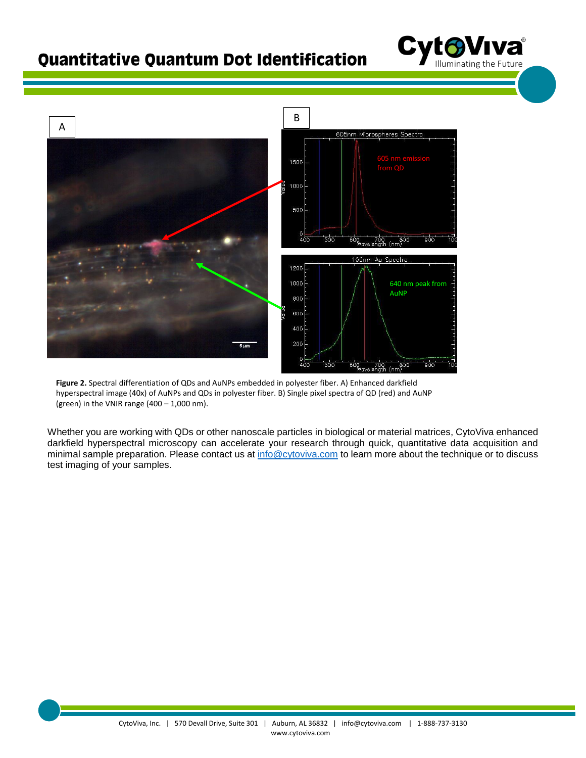A

B

605nm Microspheres Spectra

605 nm emission from QD

Value

Wavelength (nm)

100nm Au Spectra

640 nm peak from AuNP

Value

Wavelength (nm)

5 µm

**Figure 2.** Spectral differentiation of QDs and AuNPs embedded in polyester fiber. A) Enhanced darkfield hyperspectral image (40x) of AuNPs and QDs in polyester fiber. B) Single pixel spectra of QD (red) and AuNP (green) in the VNIR range (400 – 1,000 nm).

Whether you are working with QDs or other nanoscale particles in biological or material matrices, CytoViva enhanced darkfield hyperspectral microscopy can accelerate your research through quick, quantitative data acquisition and minimal sample preparation. Please contact us at info@cytoviva.com to learn more about the technique or to discuss test imaging of your samples.